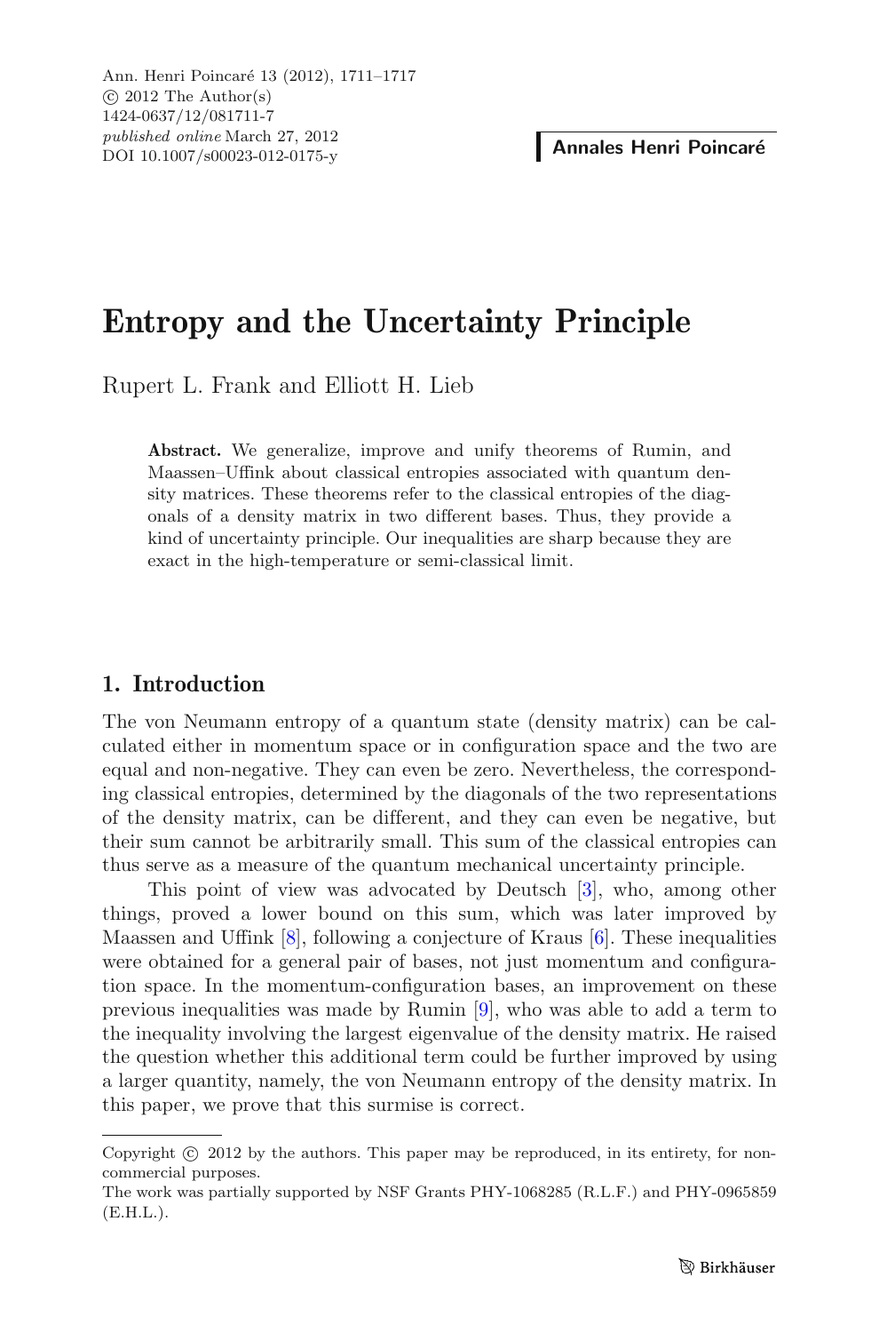# Entropy and the Uncertainty Principle

Rupert L. Frank and Elliott H. Lieb

**Abstract.** We generalize, improve and unify theorems of Rumin, and Maassen–Uffink about classical entropies associated with quantum density matrices. These theorems refer to the classical entropies of the diagonals of a density matrix in two different bases. Thus, they provide a kind of uncertainty principle. Our inequalities are sharp because they are exact in the high-temperature or semi-classical limit.

## 1. Introduction

The von Neumann entropy of a quantum state (density matrix) can be calculated either in momentum space or in configuration space and the two are equal and non-negative. They can even be zero. Nevertheless, the corresponding classical entropies, determined by the diagonals of the two representations of the density matrix, can be different, and they can even be negative, but their sum cannot be arbitrarily small. This sum of the classical entropies can thus serve as a measure of the quantum mechanical uncertainty principle.

This point of view was advocated by Deutsch [3], who, among other things, proved a lower bound on this sum, which was later improved by Maassen and Uffink [8], following a conjecture of Kraus [6]. These inequalities were obtained for a general pair of bases, not just momentum and configuration space. In the momentum-configuration bases, an improvement on these previous inequalities was made by Rumin [9], who was able to add a term to the inequality involving the largest eigenvalue of the density matrix. He raised the question whether this additional term could be further improved by using a larger quantity, namely, the von Neumann entropy of the density matrix. In this paper, we prove that this surmise is correct.

---

Copyright © 2012 by the authors. This paper may be reproduced, in its entirety, for non-commercial purposes.

The work was partially supported by NSF Grants PHY-1068285 (R.L.F.) and PHY-0965859 (E.H.L.).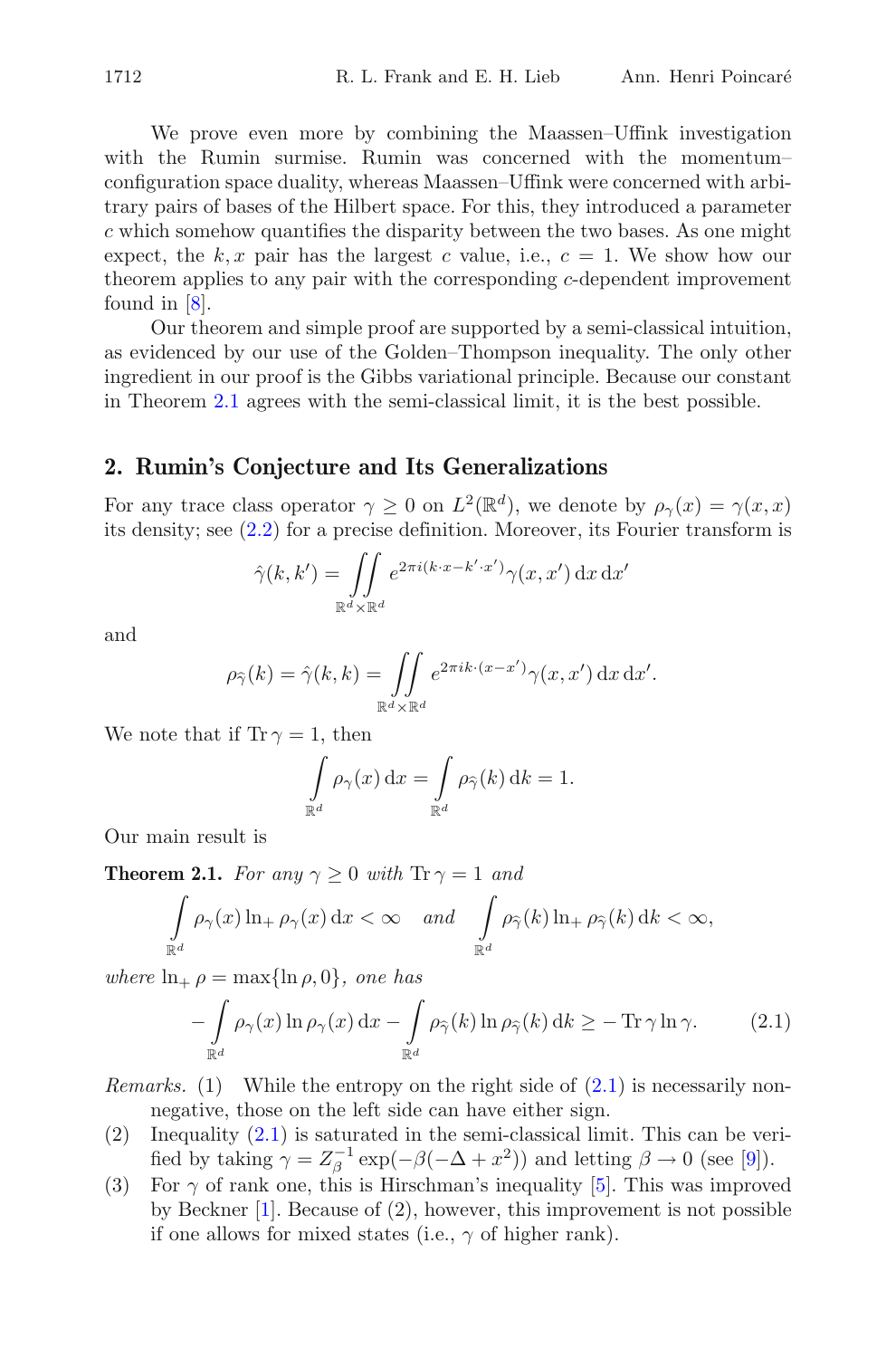We prove even more by combining the Maassen–Uffink investigation with the Rumin surmise. Rumin was concerned with the momentum–configuration space duality, whereas Maassen–Uffink were concerned with arbitrary pairs of bases of the Hilbert space. For this, they introduced a parameter $c$ which somehow quantifies the disparity between the two bases. As one might expect, the $k, x$ pair has the largest $c$ value, i.e., $c = 1$. We show how our theorem applies to any pair with the corresponding $c$-dependent improvement found in [8].

Our theorem and simple proof are supported by a semi-classical intuition, as evidenced by our use of the Golden–Thompson inequality. The only other ingredient in our proof is the Gibbs variational principle. Because our constant in Theorem 2.1 agrees with the semi-classical limit, it is the best possible.

## 2. Rumin's Conjecture and Its Generalizations

For any trace class operator $\gamma \geq 0$ on $L^2(\mathbb{R}^d)$, we denote by $\rho_\gamma(x) = \gamma(x,x)$ its density; see (2.2) for a precise definition. Moreover, its Fourier transform is

$$\hat{\gamma}(k,k') = \iint\limits_{\mathbb{R}^d \times \mathbb{R}^d} e^{2\pi i (k\cdot x - k'\cdot x')} \gamma(x,x')\,\mathrm{d}x\,\mathrm{d}x'$$

and

$$\rho_{\widehat{\gamma}}(k) = \hat{\gamma}(k,k) = \iint\limits_{\mathbb{R}^d \times \mathbb{R}^d} e^{2\pi i k\cdot(x-x')} \gamma(x,x')\,\mathrm{d}x\,\mathrm{d}x'.$$

We note that if $\operatorname{Tr}\gamma = 1$, then

$$\int\limits_{\mathbb{R}^d} \rho_\gamma(x)\,\mathrm{d}x = \int\limits_{\mathbb{R}^d} \rho_{\widehat{\gamma}}(k)\,\mathrm{d}k = 1.$$

Our main result is

**Theorem 2.1.** *For any $\gamma \geq 0$ with $\operatorname{Tr}\gamma = 1$ and*

$$\int\limits_{\mathbb{R}^d} \rho_\gamma(x) \ln_+ \rho_\gamma(x)\,\mathrm{d}x < \infty \quad \textit{and} \quad \int\limits_{\mathbb{R}^d} \rho_{\widehat{\gamma}}(k) \ln_+ \rho_{\widehat{\gamma}}(k)\,\mathrm{d}k < \infty,$$

*where $\ln_+ \rho = \max\{\ln\rho, 0\}$, one has*

$$-\int\limits_{\mathbb{R}^d} \rho_\gamma(x) \ln \rho_\gamma(x)\,\mathrm{d}x - \int\limits_{\mathbb{R}^d} \rho_{\widehat{\gamma}}(k) \ln \rho_{\widehat{\gamma}}(k)\,\mathrm{d}k \geq -\operatorname{Tr}\gamma\ln\gamma. \tag{2.1}$$

*Remarks.* (1) While the entropy on the right side of (2.1) is necessarily nonnegative, those on the left side can have either sign.

(2) Inequality (2.1) is saturated in the semi-classical limit. This can be verified by taking $\gamma = Z_\beta^{-1} \exp(-\beta(-\Delta + x^2))$ and letting $\beta \to 0$ (see [9]).

(3) For $\gamma$ of rank one, this is Hirschman's inequality [5]. This was improved by Beckner [1]. Because of (2), however, this improvement is not possible if one allows for mixed states (i.e., $\gamma$ of higher rank).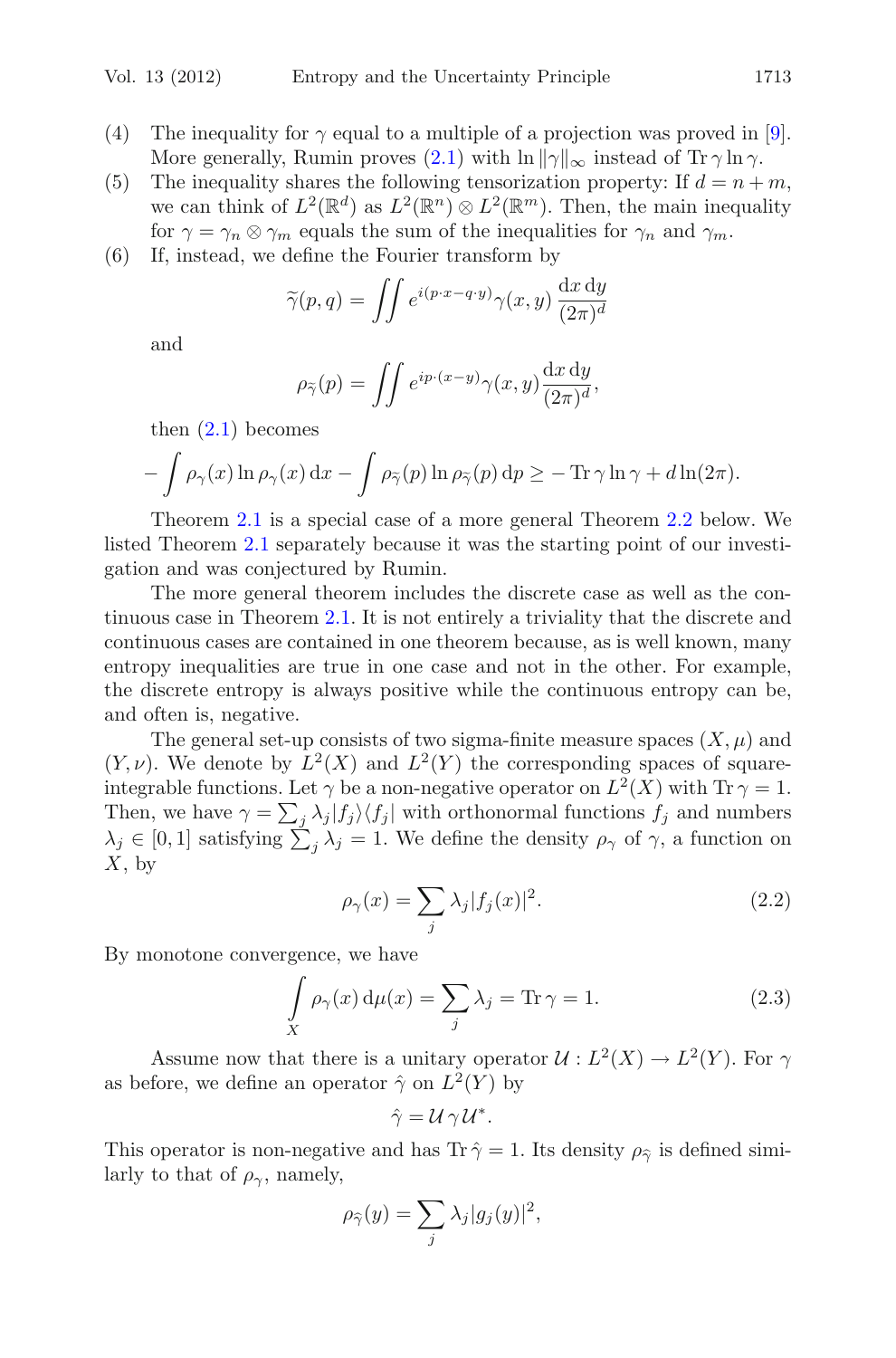(4) The inequality for $\gamma$ equal to a multiple of a projection was proved in [9]. More generally, Rumin proves (2.1) with $\ln \|\gamma\|_\infty$ instead of $\operatorname{Tr} \gamma \ln \gamma$.

(5) The inequality shares the following tensorization property: If $d = n + m$, we can think of $L^2(\mathbb{R}^d)$ as $L^2(\mathbb{R}^n) \otimes L^2(\mathbb{R}^m)$. Then, the main inequality for $\gamma = \gamma_n \otimes \gamma_m$ equals the sum of the inequalities for $\gamma_n$ and $\gamma_m$.

(6) If, instead, we define the Fourier transform by

$$\widetilde{\gamma}(p, q) = \iint e^{i(p \cdot x - q \cdot y)} \gamma(x, y) \, \frac{\mathrm{d}x \, \mathrm{d}y}{(2\pi)^d}$$

and

$$\rho_{\widetilde{\gamma}}(p) = \iint e^{ip \cdot (x-y)} \gamma(x, y) \frac{\mathrm{d}x \, \mathrm{d}y}{(2\pi)^d},$$

then (2.1) becomes

$$-\int \rho_\gamma(x) \ln \rho_\gamma(x) \, \mathrm{d}x - \int \rho_{\widetilde{\gamma}}(p) \ln \rho_{\widetilde{\gamma}}(p) \, \mathrm{d}p \geq - \operatorname{Tr} \gamma \ln \gamma + d \ln(2\pi).$$

Theorem 2.1 is a special case of a more general Theorem 2.2 below. We listed Theorem 2.1 separately because it was the starting point of our investigation and was conjectured by Rumin.

The more general theorem includes the discrete case as well as the continuous case in Theorem 2.1. It is not entirely a triviality that the discrete and continuous cases are contained in one theorem because, as is well known, many entropy inequalities are true in one case and not in the other. For example, the discrete entropy is always positive while the continuous entropy can be, and often is, negative.

The general set-up consists of two sigma-finite measure spaces $(X, \mu)$ and $(Y, \nu)$. We denote by $L^2(X)$ and $L^2(Y)$ the corresponding spaces of square-integrable functions. Let $\gamma$ be a non-negative operator on $L^2(X)$ with $\operatorname{Tr} \gamma = 1$. Then, we have $\gamma = \sum_j \lambda_j |f_j\rangle\langle f_j|$ with orthonormal functions $f_j$ and numbers $\lambda_j \in [0, 1]$ satisfying $\sum_j \lambda_j = 1$. We define the density $\rho_\gamma$ of $\gamma$, a function on $X$, by

$$\rho_\gamma(x) = \sum_j \lambda_j |f_j(x)|^2. \tag{2.2}$$

By monotone convergence, we have

$$\int_X \rho_\gamma(x) \, \mathrm{d}\mu(x) = \sum_j \lambda_j = \operatorname{Tr} \gamma = 1. \tag{2.3}$$

Assume now that there is a unitary operator $\mathcal{U} : L^2(X) \to L^2(Y)$. For $\gamma$ as before, we define an operator $\hat{\gamma}$ on $L^2(Y)$ by

$$\hat{\gamma} = \mathcal{U} \, \gamma \, \mathcal{U}^*.$$

This operator is non-negative and has $\operatorname{Tr} \hat{\gamma} = 1$. Its density $\rho_{\widehat{\gamma}}$ is defined similarly to that of $\rho_\gamma$, namely,

$$\rho_{\widehat{\gamma}}(y) = \sum_j \lambda_j |g_j(y)|^2,$$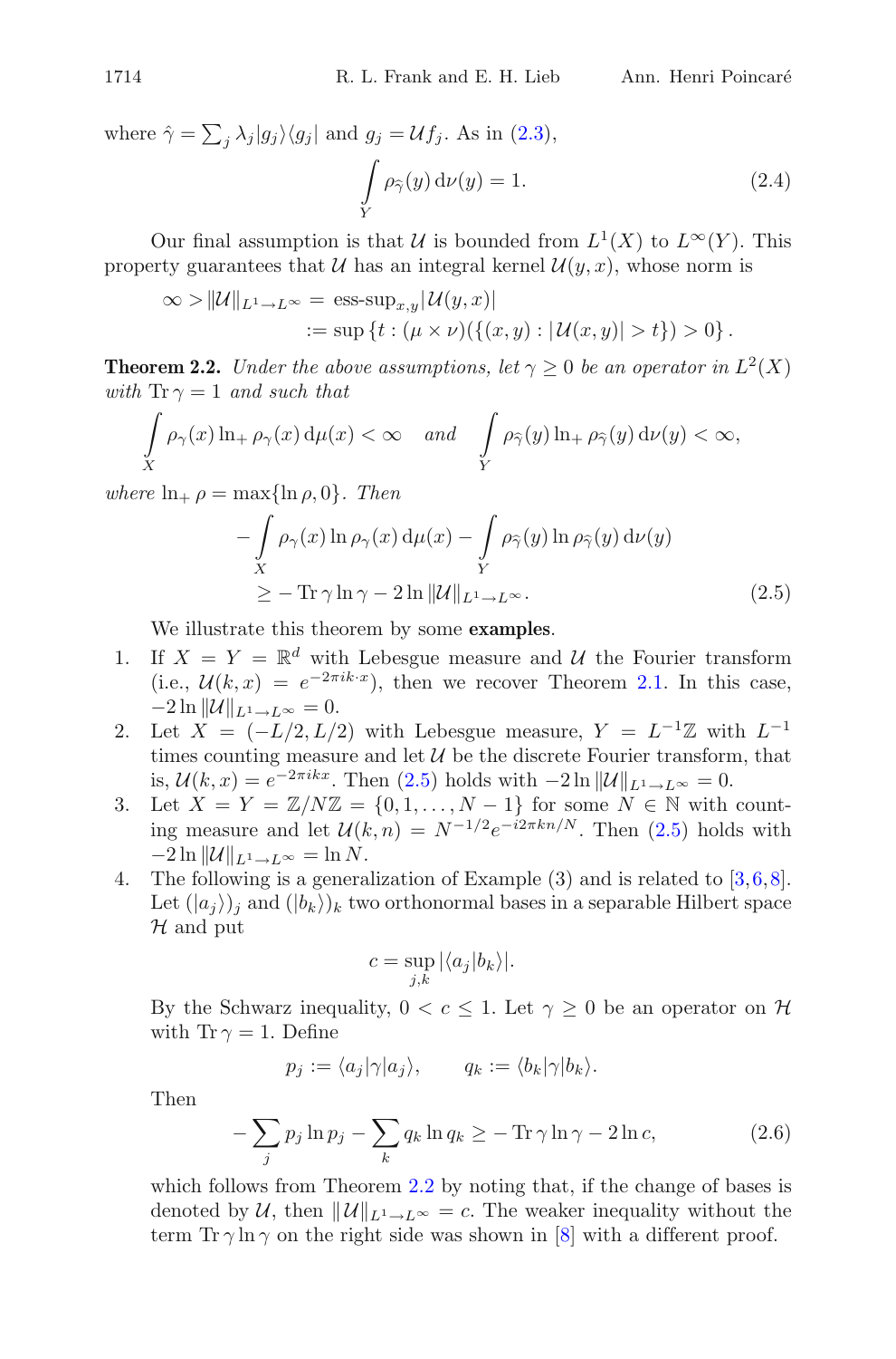where $\hat{\gamma} = \sum_j \lambda_j |g_j\rangle\langle g_j|$ and $g_j = \mathcal{U} f_j$. As in (2.3),

$$\int_Y \rho_{\hat{\gamma}}(y)\, \mathrm{d}\nu(y) = 1. \tag{2.4}$$

Our final assumption is that $\mathcal{U}$ is bounded from $L^1(X)$ to $L^\infty(Y)$. This property guarantees that $\mathcal{U}$ has an integral kernel $\mathcal{U}(y,x)$, whose norm is

$$\begin{aligned}\infty > \|\mathcal{U}\|_{L^1 \to L^\infty} &= \operatorname{ess-sup}_{x,y} |\mathcal{U}(y,x)| \\ &:= \sup\left\{t : (\mu \times \nu)(\{(x,y) : |\mathcal{U}(x,y)| > t\}) > 0\right\}.\end{aligned}$$

**Theorem 2.2.** *Under the above assumptions, let $\gamma \geq 0$ be an operator in $L^2(X)$ with $\operatorname{Tr}\gamma = 1$ and such that*

$$\int_X \rho_\gamma(x) \ln_+ \rho_\gamma(x)\, \mathrm{d}\mu(x) < \infty \quad \text{and} \quad \int_Y \rho_{\hat{\gamma}}(y) \ln_+ \rho_{\hat{\gamma}}(y)\, \mathrm{d}\nu(y) < \infty,$$

*where $\ln_+ \rho = \max\{\ln \rho, 0\}$. Then*

$$\begin{aligned}&-\int_X \rho_\gamma(x) \ln \rho_\gamma(x)\, \mathrm{d}\mu(x) - \int_Y \rho_{\hat{\gamma}}(y) \ln \rho_{\hat{\gamma}}(y)\, \mathrm{d}\nu(y) \\ &\quad \geq -\operatorname{Tr}\gamma \ln \gamma - 2\ln \|\mathcal{U}\|_{L^1 \to L^\infty}.\end{aligned} \tag{2.5}$$

We illustrate this theorem by some **examples**.

1. If $X = Y = \mathbb{R}^d$ with Lebesgue measure and $\mathcal{U}$ the Fourier transform (i.e., $\mathcal{U}(k,x) = e^{-2\pi i k\cdot x}$), then we recover Theorem 2.1. In this case, $-2\ln \|\mathcal{U}\|_{L^1 \to L^\infty} = 0$.
2. Let $X = (-L/2, L/2)$ with Lebesgue measure, $Y = L^{-1}\mathbb{Z}$ with $L^{-1}$ times counting measure and let $\mathcal{U}$ be the discrete Fourier transform, that is, $\mathcal{U}(k,x) = e^{-2\pi i k x}$. Then (2.5) holds with $-2\ln \|\mathcal{U}\|_{L^1 \to L^\infty} = 0$.
3. Let $X = Y = \mathbb{Z}/N\mathbb{Z} = \{0, 1, \ldots, N-1\}$ for some $N \in \mathbb{N}$ with counting measure and let $\mathcal{U}(k,n) = N^{-1/2} e^{-i2\pi k n/N}$. Then (2.5) holds with $-2\ln \|\mathcal{U}\|_{L^1 \to L^\infty} = \ln N$.
4. The following is a generalization of Example (3) and is related to [3,6,8]. Let $(|a_j\rangle)_j$ and $(|b_k\rangle)_k$ two orthonormal bases in a separable Hilbert space $\mathcal{H}$ and put

$$c = \sup_{j,k} |\langle a_j | b_k \rangle|.$$

By the Schwarz inequality, $0 < c \leq 1$. Let $\gamma \geq 0$ be an operator on $\mathcal{H}$ with $\operatorname{Tr}\gamma = 1$. Define

$$p_j := \langle a_j | \gamma | a_j \rangle, \qquad q_k := \langle b_k | \gamma | b_k \rangle.$$

Then

$$-\sum_j p_j \ln p_j - \sum_k q_k \ln q_k \geq -\operatorname{Tr}\gamma \ln \gamma - 2\ln c, \tag{2.6}$$

which follows from Theorem 2.2 by noting that, if the change of bases is denoted by $\mathcal{U}$, then $\|\mathcal{U}\|_{L^1 \to L^\infty} = c$. The weaker inequality without the term $\operatorname{Tr}\gamma \ln \gamma$ on the right side was shown in [8] with a different proof.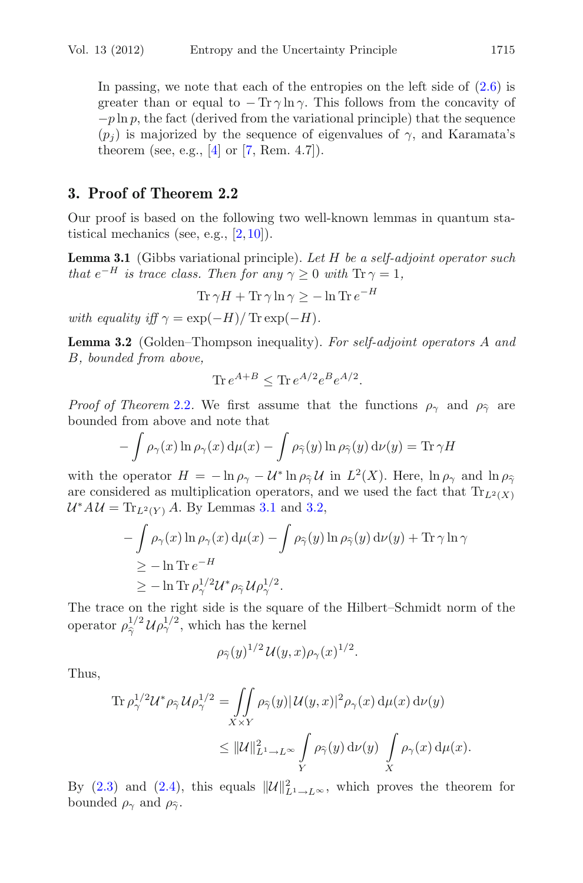In passing, we note that each of the entropies on the left side of (2.6) is greater than or equal to $-\operatorname{Tr}\gamma\ln\gamma$. This follows from the concavity of $-p\ln p$, the fact (derived from the variational principle) that the sequence $(p_j)$ is majorized by the sequence of eigenvalues of $\gamma$, and Karamata's theorem (see, e.g., [4] or [7, Rem. 4.7]).

## 3. Proof of Theorem 2.2

Our proof is based on the following two well-known lemmas in quantum statistical mechanics (see, e.g., [2,10]).

**Lemma 3.1** (Gibbs variational principle). *Let $H$ be a self-adjoint operator such that $e^{-H}$ is trace class. Then for any $\gamma \geq 0$ with $\operatorname{Tr}\gamma = 1$,*

$$\operatorname{Tr}\gamma H + \operatorname{Tr}\gamma\ln\gamma \geq -\ln\operatorname{Tr}e^{-H}$$

*with equality iff $\gamma = \exp(-H)/\operatorname{Tr}\exp(-H)$.*

**Lemma 3.2** (Golden–Thompson inequality). *For self-adjoint operators $A$ and $B$, bounded from above,*

$$\operatorname{Tr}e^{A+B} \leq \operatorname{Tr}e^{A/2}e^{B}e^{A/2}.$$

*Proof of Theorem 2.2.* We first assume that the functions $\rho_\gamma$ and $\rho_{\widehat{\gamma}}$ are bounded from above and note that

$$-\int \rho_\gamma(x)\ln\rho_\gamma(x)\,\mathrm{d}\mu(x) - \int \rho_{\widehat{\gamma}}(y)\ln\rho_{\widehat{\gamma}}(y)\,\mathrm{d}\nu(y) = \operatorname{Tr}\gamma H$$

with the operator $H = -\ln\rho_\gamma - \mathcal{U}^*\ln\rho_{\widehat{\gamma}}\mathcal{U}$ in $L^2(X)$. Here, $\ln\rho_\gamma$ and $\ln\rho_{\widehat{\gamma}}$ are considered as multiplication operators, and we used the fact that $\operatorname{Tr}_{L^2(X)}\mathcal{U}^*A\mathcal{U} = \operatorname{Tr}_{L^2(Y)}A$. By Lemmas 3.1 and 3.2,

$$\begin{aligned}
-\int \rho_\gamma(x)&\ln\rho_\gamma(x)\,\mathrm{d}\mu(x) - \int \rho_{\widehat{\gamma}}(y)\ln\rho_{\widehat{\gamma}}(y)\,\mathrm{d}\nu(y) + \operatorname{Tr}\gamma\ln\gamma \\
&\geq -\ln\operatorname{Tr}e^{-H} \\
&\geq -\ln\operatorname{Tr}\rho_\gamma^{1/2}\mathcal{U}^*\rho_{\widehat{\gamma}}\mathcal{U}\rho_\gamma^{1/2}.
\end{aligned}$$

The trace on the right side is the square of the Hilbert–Schmidt norm of the operator $\rho_{\widehat{\gamma}}^{1/2}\mathcal{U}\rho_\gamma^{1/2}$, which has the kernel

$$\rho_{\widehat{\gamma}}(y)^{1/2}\,\mathcal{U}(y,x)\rho_\gamma(x)^{1/2}.$$

Thus,

$$\begin{aligned}
\operatorname{Tr}\rho_\gamma^{1/2}\mathcal{U}^*\rho_{\widehat{\gamma}}\mathcal{U}\rho_\gamma^{1/2} &= \iint\limits_{X\times Y} \rho_{\widehat{\gamma}}(y)|\mathcal{U}(y,x)|^2\rho_\gamma(x)\,\mathrm{d}\mu(x)\,\mathrm{d}\nu(y) \\
&\leq \|\mathcal{U}\|_{L^1\to L^\infty}^2 \int\limits_Y \rho_{\widehat{\gamma}}(y)\,\mathrm{d}\nu(y) \int\limits_X \rho_\gamma(x)\,\mathrm{d}\mu(x).
\end{aligned}$$

By (2.3) and (2.4), this equals $\|\mathcal{U}\|_{L^1\to L^\infty}^2$, which proves the theorem for bounded $\rho_\gamma$ and $\rho_{\widehat{\gamma}}$.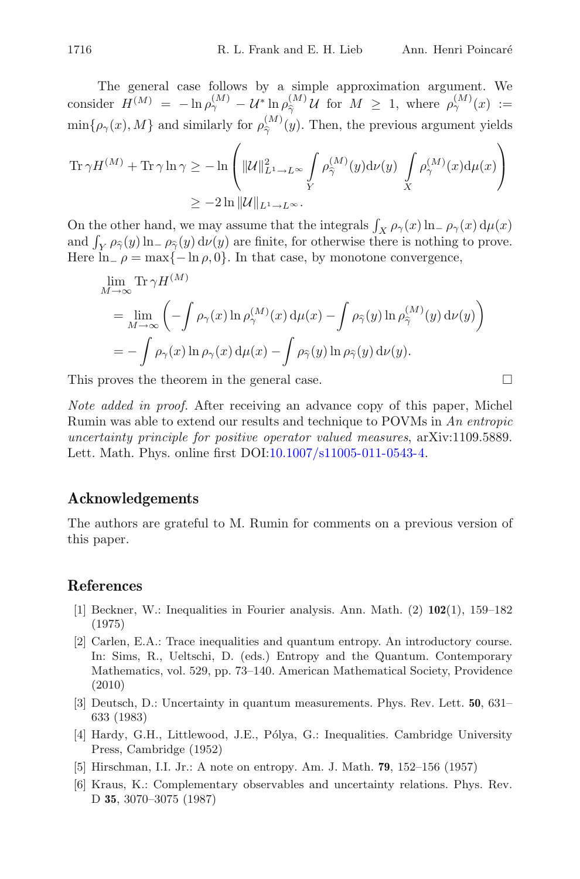The general case follows by a simple approximation argument. We consider $H^{(M)} = -\ln \rho_\gamma^{(M)} - \mathcal{U}^* \ln \rho_{\widehat{\gamma}}^{(M)} \mathcal{U}$ for $M \geq 1$, where $\rho_\gamma^{(M)}(x) := \min\{\rho_\gamma(x), M\}$ and similarly for $\rho_{\widehat{\gamma}}^{(M)}(y)$. Then, the previous argument yields

$$
\begin{aligned}
\operatorname{Tr} \gamma H^{(M)} + \operatorname{Tr} \gamma \ln \gamma &\geq -\ln \left( \|\mathcal{U}\|^2_{L^1 \to L^\infty} \int_Y \rho_{\widehat{\gamma}}^{(M)}(y) \mathrm{d}\nu(y) \int_X \rho_\gamma^{(M)}(x) \mathrm{d}\mu(x) \right) \\
&\geq -2 \ln \|\mathcal{U}\|_{L^1 \to L^\infty}.
\end{aligned}
$$

On the other hand, we may assume that the integrals $\int_X \rho_\gamma(x) \ln_- \rho_\gamma(x) \, \mathrm{d}\mu(x)$ and $\int_Y \rho_{\widehat{\gamma}}(y) \ln_- \rho_{\widehat{\gamma}}(y) \, \mathrm{d}\nu(y)$ are finite, for otherwise there is nothing to prove. Here $\ln_- \rho = \max\{-\ln \rho, 0\}$. In that case, by monotone convergence,

$$
\begin{aligned}
&\lim_{M \to \infty} \operatorname{Tr} \gamma H^{(M)} \\
&= \lim_{M \to \infty} \left( -\int \rho_\gamma(x) \ln \rho_\gamma^{(M)}(x) \, \mathrm{d}\mu(x) - \int \rho_{\widehat{\gamma}}(y) \ln \rho_{\widehat{\gamma}}^{(M)}(y) \, \mathrm{d}\nu(y) \right) \\
&= -\int \rho_\gamma(x) \ln \rho_\gamma(x) \, \mathrm{d}\mu(x) - \int \rho_{\widehat{\gamma}}(y) \ln \rho_{\widehat{\gamma}}(y) \, \mathrm{d}\nu(y).
\end{aligned}
$$

This proves the theorem in the general case. $\square$

*Note added in proof.* After receiving an advance copy of this paper, Michel Rumin was able to extend our results and technique to POVMs in *An entropic uncertainty principle for positive operator valued measures*, arXiv:1109.5889. Lett. Math. Phys. online first DOI:10.1007/s11005-011-0543-4.

## Acknowledgements

The authors are grateful to M. Rumin for comments on a previous version of this paper.

## References

[1] Beckner, W.: Inequalities in Fourier analysis. Ann. Math. (2) **102**(1), 159–182 (1975)

[2] Carlen, E.A.: Trace inequalities and quantum entropy. An introductory course. In: Sims, R., Ueltschi, D. (eds.) Entropy and the Quantum. Contemporary Mathematics, vol. 529, pp. 73–140. American Mathematical Society, Providence (2010)

[3] Deutsch, D.: Uncertainty in quantum measurements. Phys. Rev. Lett. **50**, 631–633 (1983)

[4] Hardy, G.H., Littlewood, J.E., Pólya, G.: Inequalities. Cambridge University Press, Cambridge (1952)

[5] Hirschman, I.I. Jr.: A note on entropy. Am. J. Math. **79**, 152–156 (1957)

[6] Kraus, K.: Complementary observables and uncertainty relations. Phys. Rev. D **35**, 3070–3075 (1987)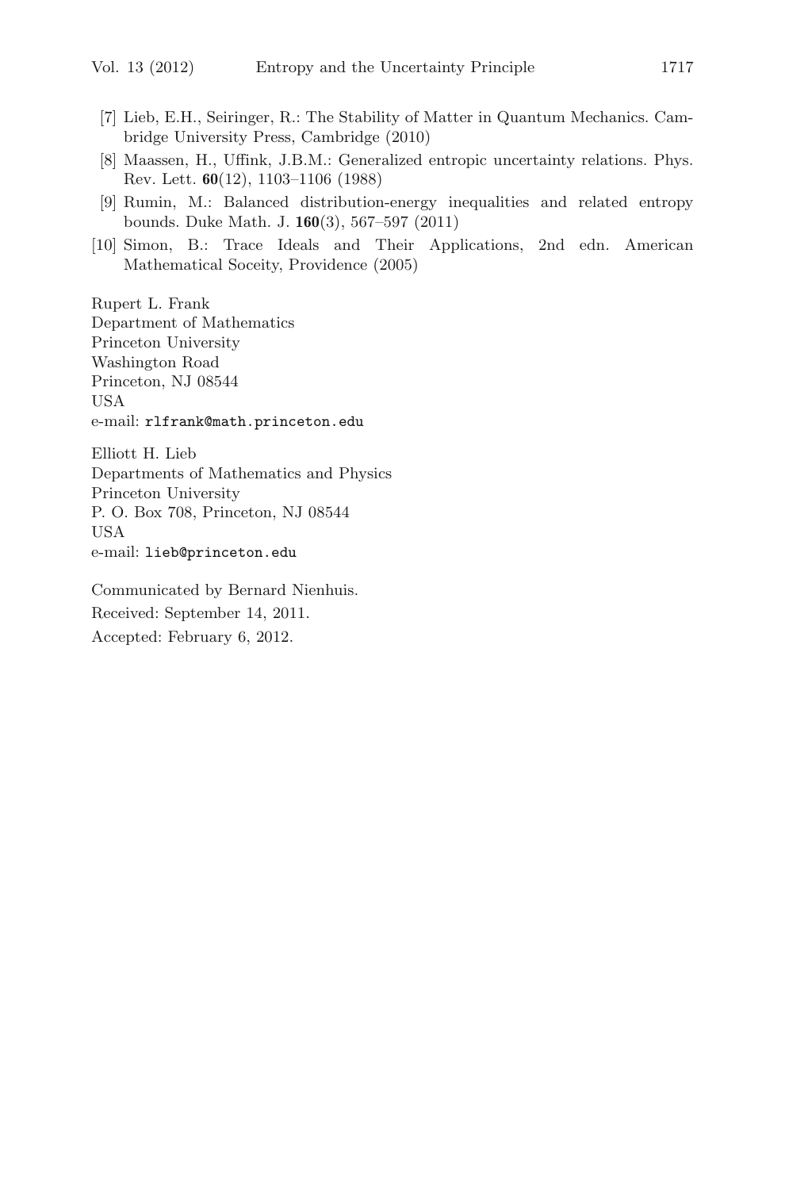[7] Lieb, E.H., Seiringer, R.: The Stability of Matter in Quantum Mechanics. Cambridge University Press, Cambridge (2010)

[8] Maassen, H., Uffink, J.B.M.: Generalized entropic uncertainty relations. Phys. Rev. Lett. **60**(12), 1103–1106 (1988)

[9] Rumin, M.: Balanced distribution-energy inequalities and related entropy bounds. Duke Math. J. **160**(3), 567–597 (2011)

[10] Simon, B.: Trace Ideals and Their Applications, 2nd edn. American Mathematical Soceity, Providence (2005)

Rupert L. Frank
Department of Mathematics
Princeton University
Washington Road
Princeton, NJ 08544
USA
e-mail: rlfrank@math.princeton.edu

Elliott H. Lieb
Departments of Mathematics and Physics
Princeton University
P. O. Box 708, Princeton, NJ 08544
USA
e-mail: lieb@princeton.edu

Communicated by Bernard Nienhuis.

Received: September 14, 2011.

Accepted: February 6, 2012.